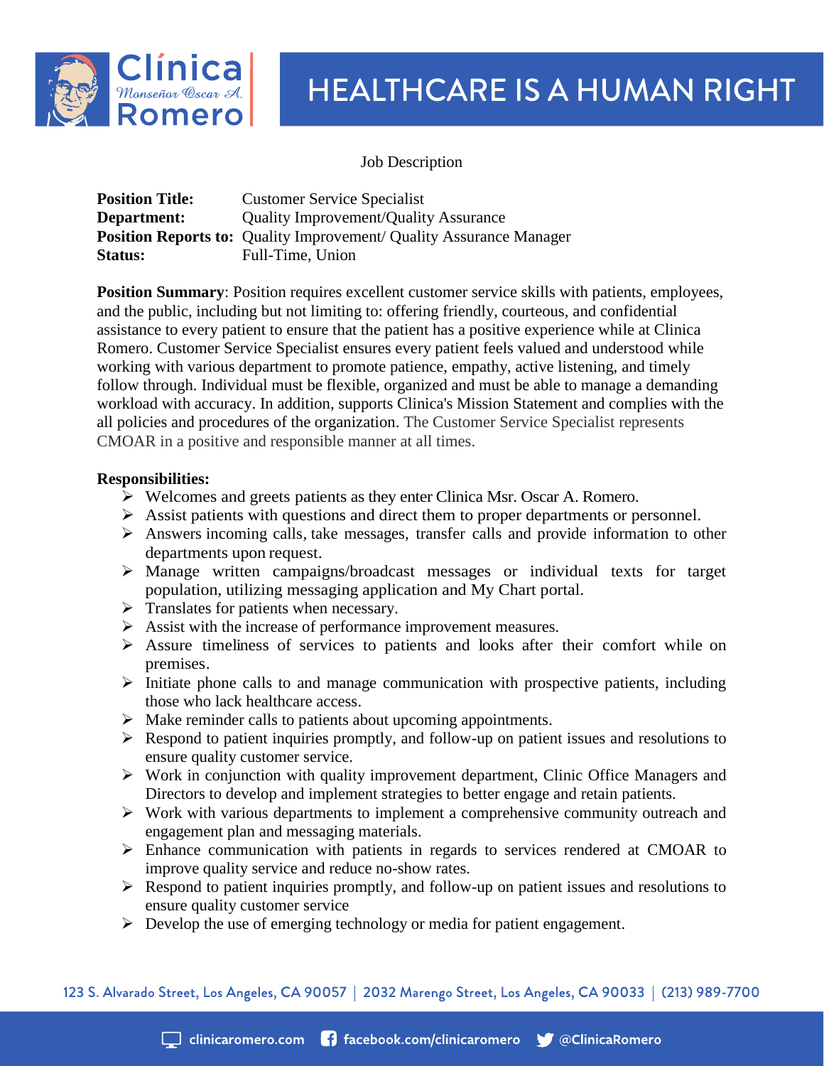# HEALTHCARE IS A HUMAN RIGHT

Job Description

**Position Title:** Customer Service Specialist
**Department:** Quality Improvement/Quality Assurance
**Position Reports to:** Quality Improvement/ Quality Assurance Manager
**Status:** Full-Time, Union

**Position Summary**: Position requires excellent customer service skills with patients, employees, and the public, including but not limiting to: offering friendly, courteous, and confidential assistance to every patient to ensure that the patient has a positive experience while at Clinica Romero. Customer Service Specialist ensures every patient feels valued and understood while working with various department to promote patience, empathy, active listening, and timely follow through. Individual must be flexible, organized and must be able to manage a demanding workload with accuracy. In addition, supports Clinica's Mission Statement and complies with the all policies and procedures of the organization. The Customer Service Specialist represents CMOAR in a positive and responsible manner at all times.

**Responsibilities:**

- Welcomes and greets patients as they enter Clinica Msr. Oscar A. Romero.
- Assist patients with questions and direct them to proper departments or personnel.
- Answers incoming calls, take messages, transfer calls and provide information to other departments upon request.
- Manage written campaigns/broadcast messages or individual texts for target population, utilizing messaging application and My Chart portal.
- Translates for patients when necessary.
- Assist with the increase of performance improvement measures.
- Assure timeliness of services to patients and looks after their comfort while on premises.
- Initiate phone calls to and manage communication with prospective patients, including those who lack healthcare access.
- Make reminder calls to patients about upcoming appointments.
- Respond to patient inquiries promptly, and follow-up on patient issues and resolutions to ensure quality customer service.
- Work in conjunction with quality improvement department, Clinic Office Managers and Directors to develop and implement strategies to better engage and retain patients.
- Work with various departments to implement a comprehensive community outreach and engagement plan and messaging materials.
- Enhance communication with patients in regards to services rendered at CMOAR to improve quality service and reduce no-show rates.
- Respond to patient inquiries promptly, and follow-up on patient issues and resolutions to ensure quality customer service
- Develop the use of emerging technology or media for patient engagement.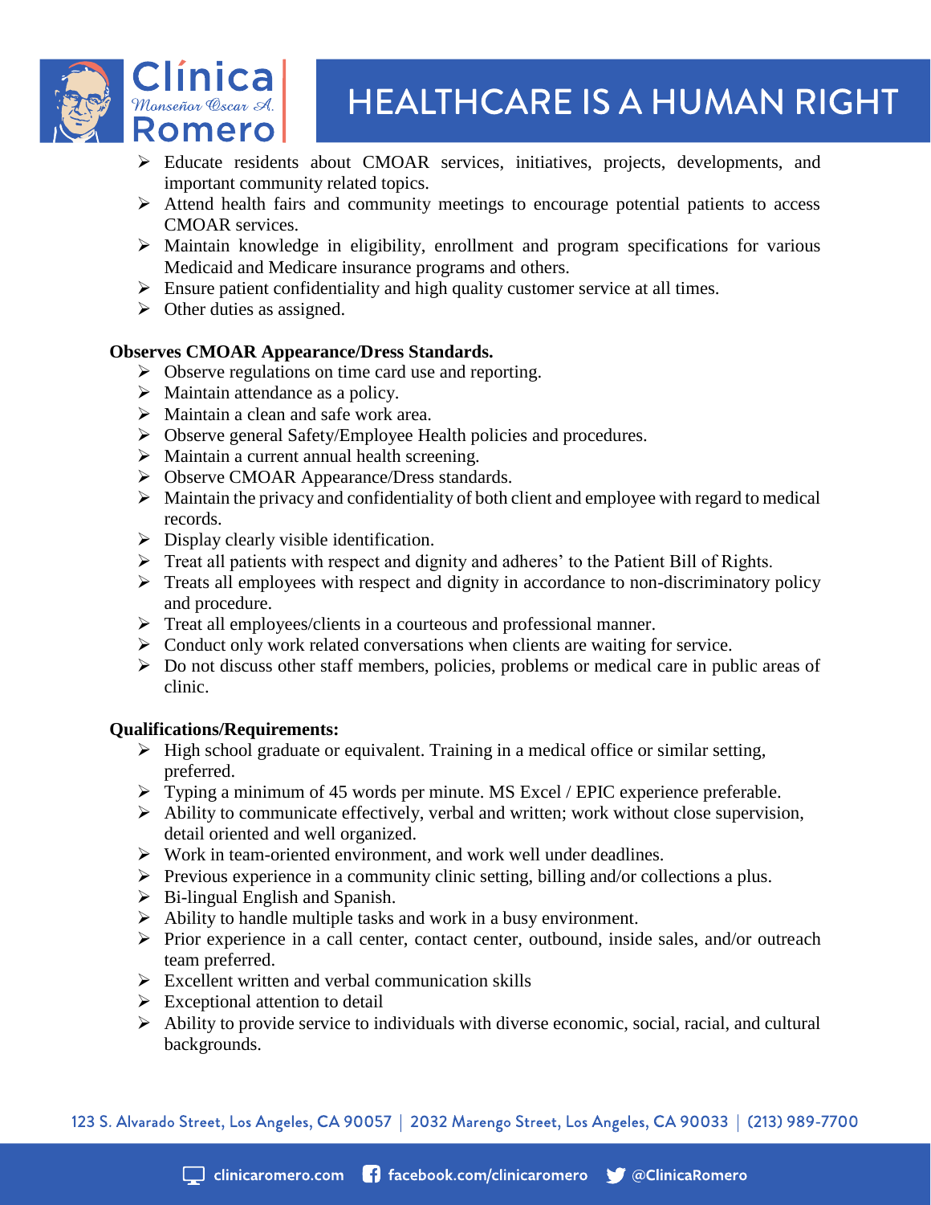- Educate residents about CMOAR services, initiatives, projects, developments, and important community related topics.
- Attend health fairs and community meetings to encourage potential patients to access CMOAR services.
- Maintain knowledge in eligibility, enrollment and program specifications for various Medicaid and Medicare insurance programs and others.
- Ensure patient confidentiality and high quality customer service at all times.
- Other duties as assigned.

**Observes CMOAR Appearance/Dress Standards.**

- Observe regulations on time card use and reporting.
- Maintain attendance as a policy.
- Maintain a clean and safe work area.
- Observe general Safety/Employee Health policies and procedures.
- Maintain a current annual health screening.
- Observe CMOAR Appearance/Dress standards.
- Maintain the privacy and confidentiality of both client and employee with regard to medical records.
- Display clearly visible identification.
- Treat all patients with respect and dignity and adheres' to the Patient Bill of Rights.
- Treats all employees with respect and dignity in accordance to non-discriminatory policy and procedure.
- Treat all employees/clients in a courteous and professional manner.
- Conduct only work related conversations when clients are waiting for service.
- Do not discuss other staff members, policies, problems or medical care in public areas of clinic.

**Qualifications/Requirements:**

- High school graduate or equivalent. Training in a medical office or similar setting, preferred.
- Typing a minimum of 45 words per minute. MS Excel / EPIC experience preferable.
- Ability to communicate effectively, verbal and written; work without close supervision, detail oriented and well organized.
- Work in team-oriented environment, and work well under deadlines.
- Previous experience in a community clinic setting, billing and/or collections a plus.
- Bi-lingual English and Spanish.
- Ability to handle multiple tasks and work in a busy environment.
- Prior experience in a call center, contact center, outbound, inside sales, and/or outreach team preferred.
- Excellent written and verbal communication skills
- Exceptional attention to detail
- Ability to provide service to individuals with diverse economic, social, racial, and cultural backgrounds.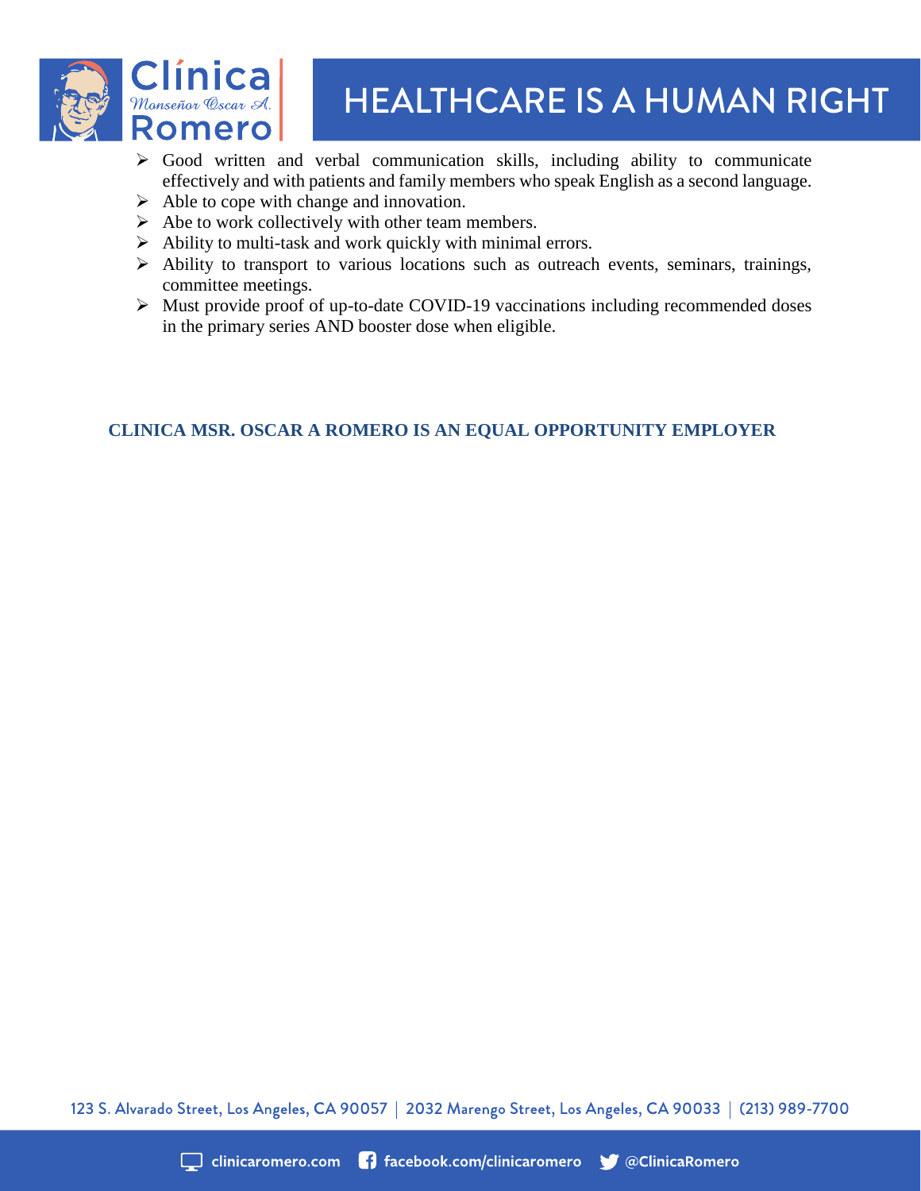- Good written and verbal communication skills, including ability to communicate effectively and with patients and family members who speak English as a second language.
- Able to cope with change and innovation.
- Abe to work collectively with other team members.
- Ability to multi-task and work quickly with minimal errors.
- Ability to transport to various locations such as outreach events, seminars, trainings, committee meetings.
- Must provide proof of up-to-date COVID-19 vaccinations including recommended doses in the primary series AND booster dose when eligible.

**CLINICA MSR. OSCAR A ROMERO IS AN EQUAL OPPORTUNITY EMPLOYER**